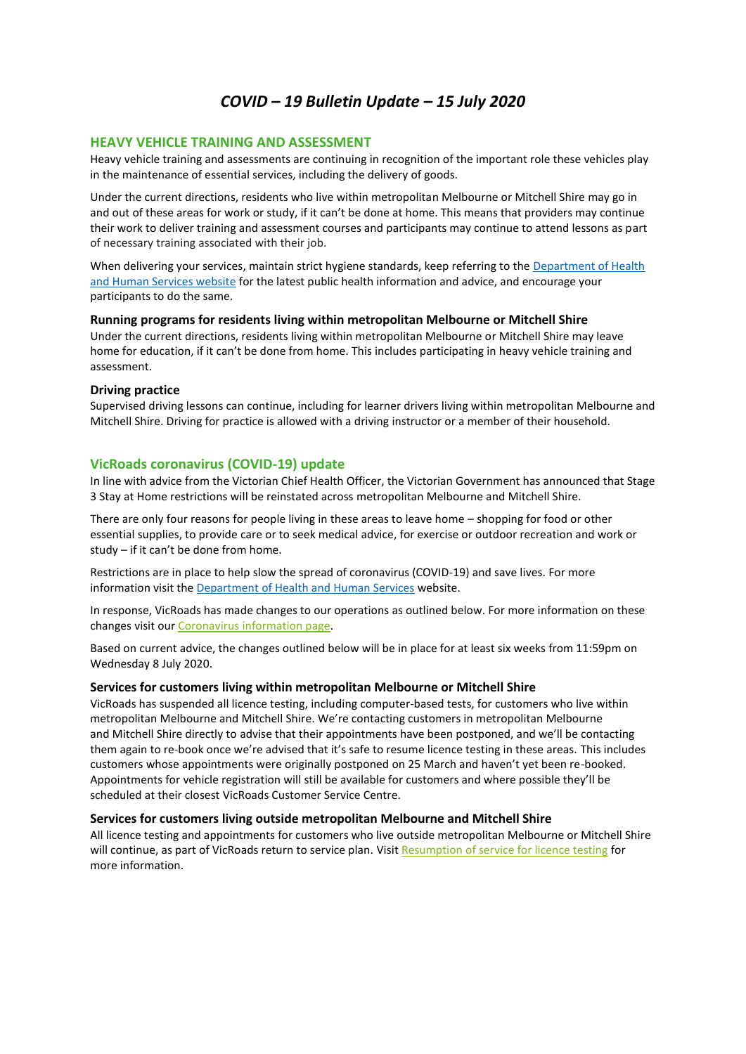# *COVID – 19 Bulletin Update – 15 July 2020*

## HEAVY VEHICLE TRAINING AND ASSESSMENT

Heavy vehicle training and assessments are continuing in recognition of the important role these vehicles play in the maintenance of essential services, including the delivery of goods.

Under the current directions, residents who live within metropolitan Melbourne or Mitchell Shire may go in and out of these areas for work or study, if it can't be done at home. This means that providers may continue their work to deliver training and assessment courses and participants may continue to attend lessons as part of necessary training associated with their job.

When delivering your services, maintain strict hygiene standards, keep referring to the Department of Health and Human Services website for the latest public health information and advice, and encourage your participants to do the same.

### Running programs for residents living within metropolitan Melbourne or Mitchell Shire

Under the current directions, residents living within metropolitan Melbourne or Mitchell Shire may leave home for education, if it can't be done from home. This includes participating in heavy vehicle training and assessment.

### Driving practice

Supervised driving lessons can continue, including for learner drivers living within metropolitan Melbourne and Mitchell Shire. Driving for practice is allowed with a driving instructor or a member of their household.

## VicRoads coronavirus (COVID-19) update

In line with advice from the Victorian Chief Health Officer, the Victorian Government has announced that Stage 3 Stay at Home restrictions will be reinstated across metropolitan Melbourne and Mitchell Shire.

There are only four reasons for people living in these areas to leave home – shopping for food or other essential supplies, to provide care or to seek medical advice, for exercise or outdoor recreation and work or study – if it can't be done from home.

Restrictions are in place to help slow the spread of coronavirus (COVID-19) and save lives. For more information visit the Department of Health and Human Services website.

In response, VicRoads has made changes to our operations as outlined below. For more information on these changes visit our Coronavirus information page.

Based on current advice, the changes outlined below will be in place for at least six weeks from 11:59pm on Wednesday 8 July 2020.

### Services for customers living within metropolitan Melbourne or Mitchell Shire

VicRoads has suspended all licence testing, including computer-based tests, for customers who live within metropolitan Melbourne and Mitchell Shire. We're contacting customers in metropolitan Melbourne and Mitchell Shire directly to advise that their appointments have been postponed, and we'll be contacting them again to re-book once we're advised that it's safe to resume licence testing in these areas. This includes customers whose appointments were originally postponed on 25 March and haven't yet been re-booked. Appointments for vehicle registration will still be available for customers and where possible they'll be scheduled at their closest VicRoads Customer Service Centre.

### Services for customers living outside metropolitan Melbourne and Mitchell Shire

All licence testing and appointments for customers who live outside metropolitan Melbourne or Mitchell Shire will continue, as part of VicRoads return to service plan. Visit Resumption of service for licence testing for more information.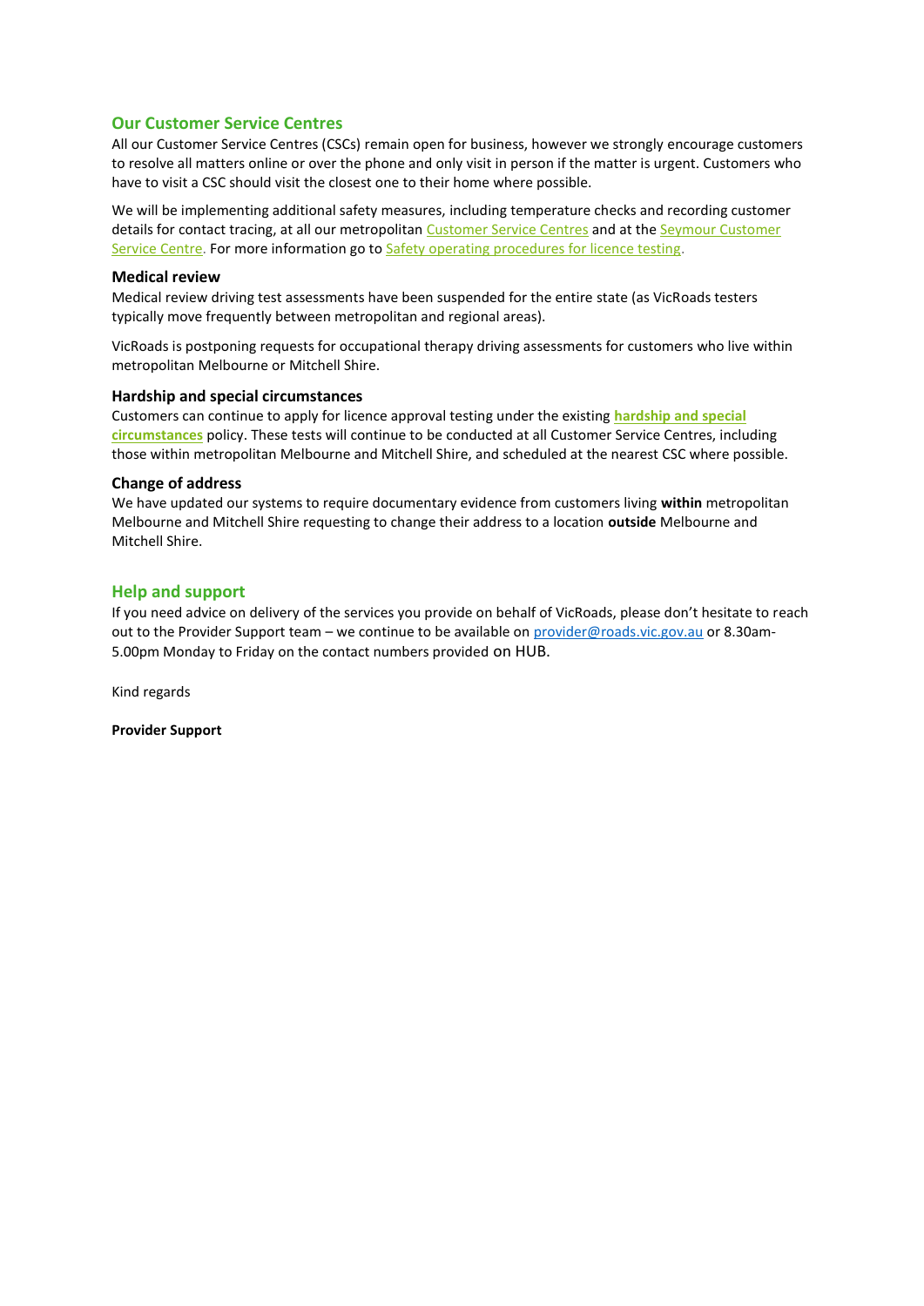## Our Customer Service Centres

All our Customer Service Centres (CSCs) remain open for business, however we strongly encourage customers to resolve all matters online or over the phone and only visit in person if the matter is urgent. Customers who have to visit a CSC should visit the closest one to their home where possible.

We will be implementing additional safety measures, including temperature checks and recording customer details for contact tracing, at all our metropolitan Customer Service Centres and at the Seymour Customer Service Centre. For more information go to Safety operating procedures for licence testing.

### Medical review

Medical review driving test assessments have been suspended for the entire state (as VicRoads testers typically move frequently between metropolitan and regional areas).

VicRoads is postponing requests for occupational therapy driving assessments for customers who live within metropolitan Melbourne or Mitchell Shire.

### Hardship and special circumstances

Customers can continue to apply for licence approval testing under the existing **hardship and special circumstances** policy. These tests will continue to be conducted at all Customer Service Centres, including those within metropolitan Melbourne and Mitchell Shire, and scheduled at the nearest CSC where possible.

### Change of address

We have updated our systems to require documentary evidence from customers living **within** metropolitan Melbourne and Mitchell Shire requesting to change their address to a location **outside** Melbourne and Mitchell Shire.

## Help and support

If you need advice on delivery of the services you provide on behalf of VicRoads, please don't hesitate to reach out to the Provider Support team – we continue to be available on provider@roads.vic.gov.au or 8.30am-5.00pm Monday to Friday on the contact numbers provided on HUB.

Kind regards

**Provider Support**